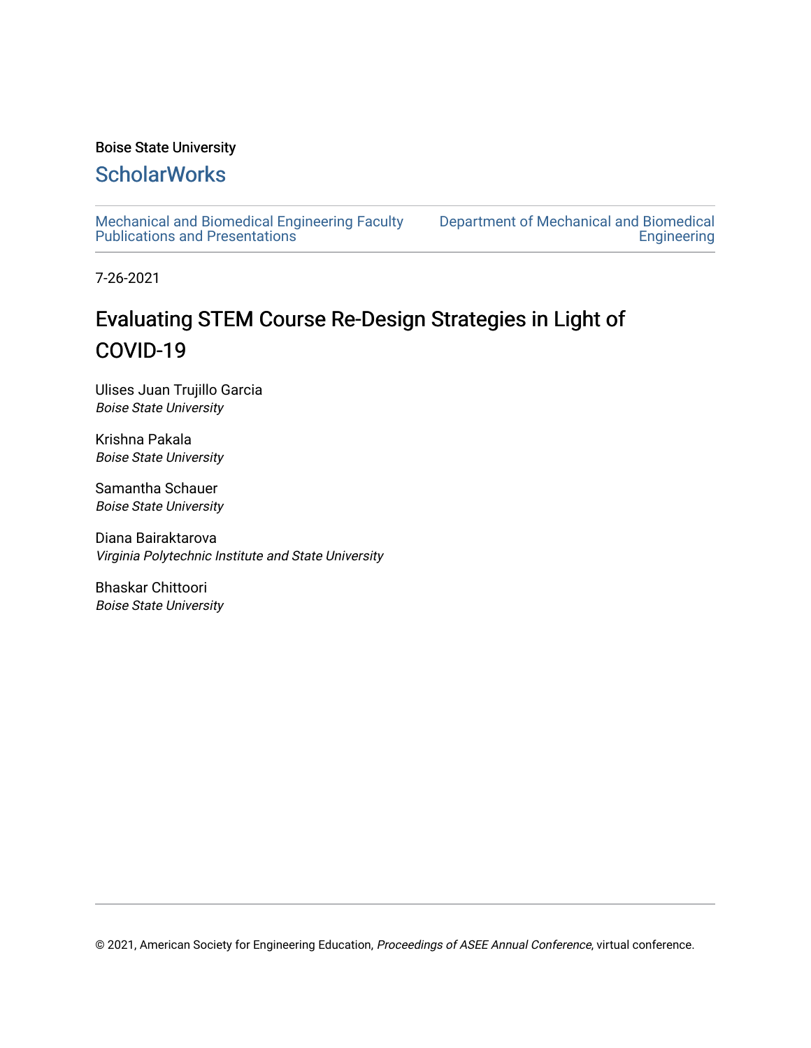Boise State University

**ScholarWorks**

Mechanical and Biomedical Engineering Faculty Publications and Presentations

Department of Mechanical and Biomedical Engineering

7-26-2021

# Evaluating STEM Course Re-Design Strategies in Light of COVID-19

Ulises Juan Trujillo Garcia
*Boise State University*

Krishna Pakala
*Boise State University*

Samantha Schauer
*Boise State University*

Diana Bairaktarova
*Virginia Polytechnic Institute and State University*

Bhaskar Chittoori
*Boise State University*

© 2021, American Society for Engineering Education, *Proceedings of ASEE Annual Conference*, virtual conference.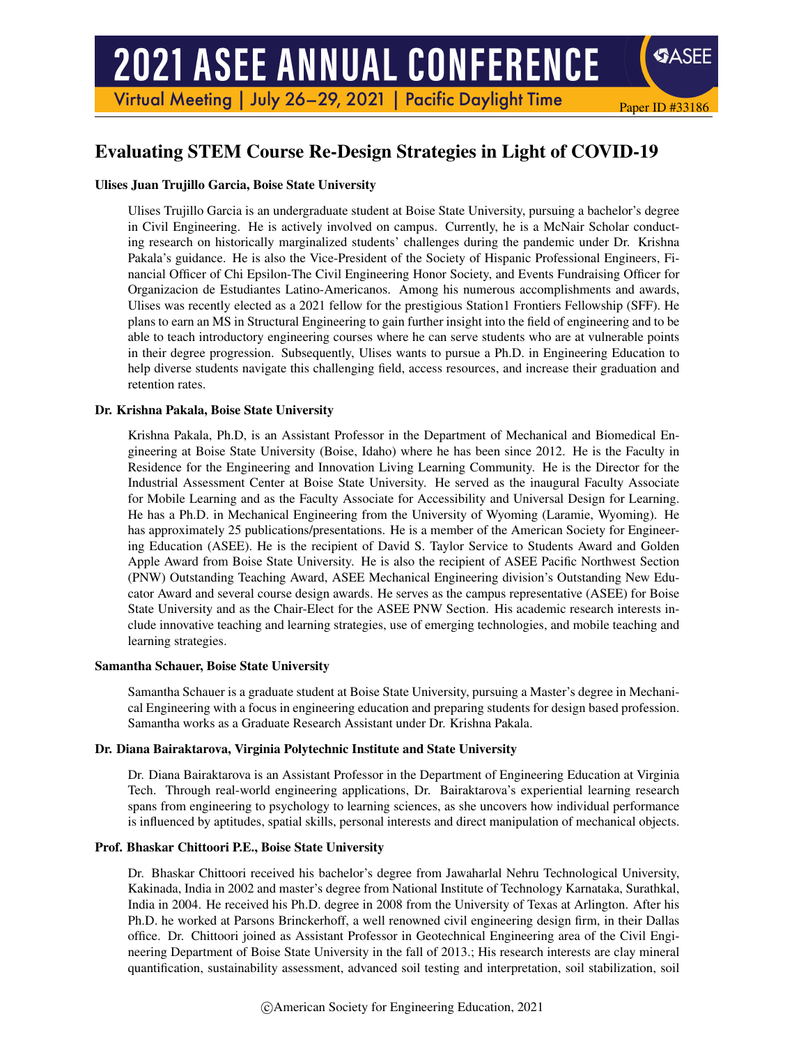# Evaluating STEM Course Re-Design Strategies in Light of COVID-19

### Ulises Juan Trujillo Garcia, Boise State University

Ulises Trujillo Garcia is an undergraduate student at Boise State University, pursuing a bachelor's degree in Civil Engineering. He is actively involved on campus. Currently, he is a McNair Scholar conducting research on historically marginalized students' challenges during the pandemic under Dr. Krishna Pakala's guidance. He is also the Vice-President of the Society of Hispanic Professional Engineers, Financial Officer of Chi Epsilon-The Civil Engineering Honor Society, and Events Fundraising Officer for Organizacion de Estudiantes Latino-Americanos. Among his numerous accomplishments and awards, Ulises was recently elected as a 2021 fellow for the prestigious Station1 Frontiers Fellowship (SFF). He plans to earn an MS in Structural Engineering to gain further insight into the field of engineering and to be able to teach introductory engineering courses where he can serve students who are at vulnerable points in their degree progression. Subsequently, Ulises wants to pursue a Ph.D. in Engineering Education to help diverse students navigate this challenging field, access resources, and increase their graduation and retention rates.

### Dr. Krishna Pakala, Boise State University

Krishna Pakala, Ph.D, is an Assistant Professor in the Department of Mechanical and Biomedical Engineering at Boise State University (Boise, Idaho) where he has been since 2012. He is the Faculty in Residence for the Engineering and Innovation Living Learning Community. He is the Director for the Industrial Assessment Center at Boise State University. He served as the inaugural Faculty Associate for Mobile Learning and as the Faculty Associate for Accessibility and Universal Design for Learning. He has a Ph.D. in Mechanical Engineering from the University of Wyoming (Laramie, Wyoming). He has approximately 25 publications/presentations. He is a member of the American Society for Engineering Education (ASEE). He is the recipient of David S. Taylor Service to Students Award and Golden Apple Award from Boise State University. He is also the recipient of ASEE Pacific Northwest Section (PNW) Outstanding Teaching Award, ASEE Mechanical Engineering division's Outstanding New Educator Award and several course design awards. He serves as the campus representative (ASEE) for Boise State University and as the Chair-Elect for the ASEE PNW Section. His academic research interests include innovative teaching and learning strategies, use of emerging technologies, and mobile teaching and learning strategies.

### Samantha Schauer, Boise State University

Samantha Schauer is a graduate student at Boise State University, pursuing a Master's degree in Mechanical Engineering with a focus in engineering education and preparing students for design based profession. Samantha works as a Graduate Research Assistant under Dr. Krishna Pakala.

### Dr. Diana Bairaktarova, Virginia Polytechnic Institute and State University

Dr. Diana Bairaktarova is an Assistant Professor in the Department of Engineering Education at Virginia Tech. Through real-world engineering applications, Dr. Bairaktarova's experiential learning research spans from engineering to psychology to learning sciences, as she uncovers how individual performance is influenced by aptitudes, spatial skills, personal interests and direct manipulation of mechanical objects.

### Prof. Bhaskar Chittoori P.E., Boise State University

Dr. Bhaskar Chittoori received his bachelor's degree from Jawaharlal Nehru Technological University, Kakinada, India in 2002 and master's degree from National Institute of Technology Karnataka, Surathkal, India in 2004. He received his Ph.D. degree in 2008 from the University of Texas at Arlington. After his Ph.D. he worked at Parsons Brinckerhoff, a well renowned civil engineering design firm, in their Dallas office. Dr. Chittoori joined as Assistant Professor in Geotechnical Engineering area of the Civil Engineering Department of Boise State University in the fall of 2013.; His research interests are clay mineral quantification, sustainability assessment, advanced soil testing and interpretation, soil stabilization, soil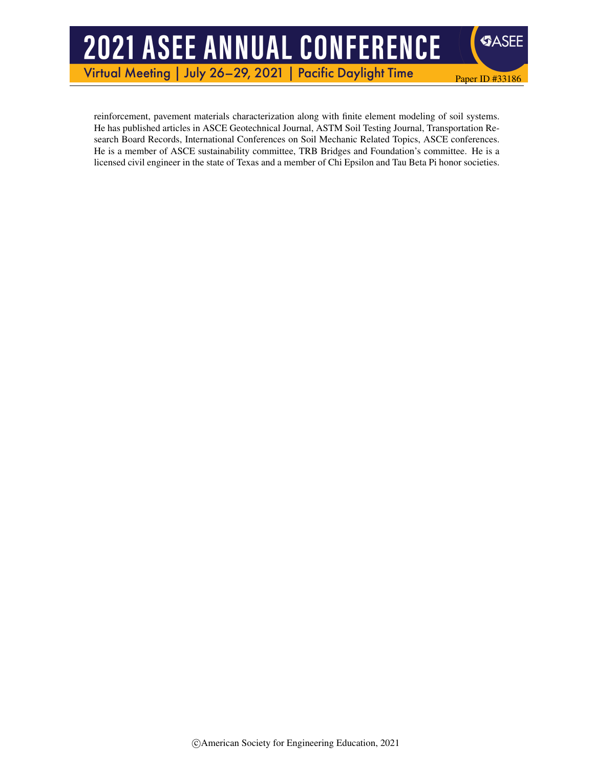reinforcement, pavement materials characterization along with finite element modeling of soil systems. He has published articles in ASCE Geotechnical Journal, ASTM Soil Testing Journal, Transportation Research Board Records, International Conferences on Soil Mechanic Related Topics, ASCE conferences. He is a member of ASCE sustainability committee, TRB Bridges and Foundation's committee. He is a licensed civil engineer in the state of Texas and a member of Chi Epsilon and Tau Beta Pi honor societies.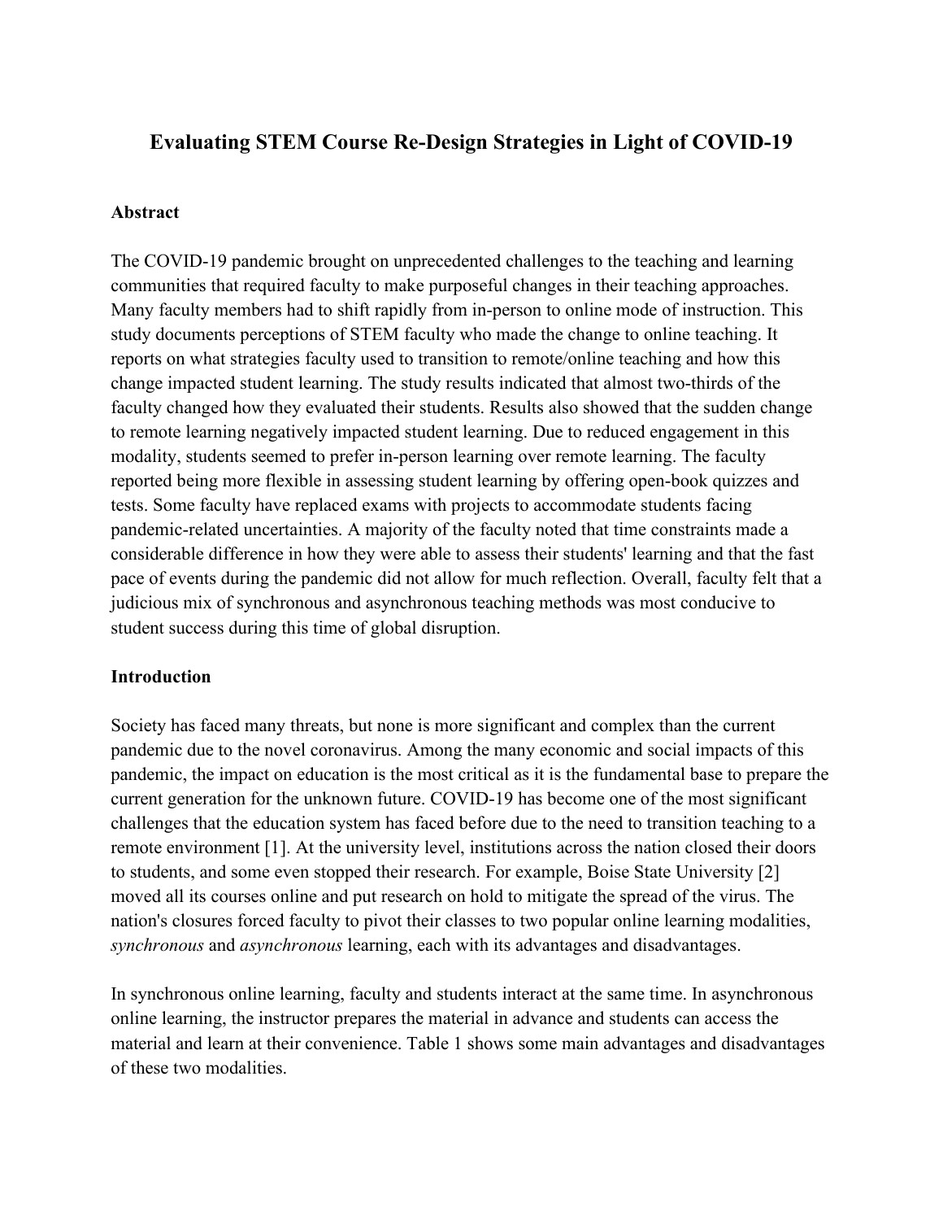# Evaluating STEM Course Re-Design Strategies in Light of COVID-19

## Abstract

The COVID-19 pandemic brought on unprecedented challenges to the teaching and learning communities that required faculty to make purposeful changes in their teaching approaches. Many faculty members had to shift rapidly from in-person to online mode of instruction. This study documents perceptions of STEM faculty who made the change to online teaching. It reports on what strategies faculty used to transition to remote/online teaching and how this change impacted student learning. The study results indicated that almost two-thirds of the faculty changed how they evaluated their students. Results also showed that the sudden change to remote learning negatively impacted student learning. Due to reduced engagement in this modality, students seemed to prefer in-person learning over remote learning. The faculty reported being more flexible in assessing student learning by offering open-book quizzes and tests. Some faculty have replaced exams with projects to accommodate students facing pandemic-related uncertainties. A majority of the faculty noted that time constraints made a considerable difference in how they were able to assess their students' learning and that the fast pace of events during the pandemic did not allow for much reflection. Overall, faculty felt that a judicious mix of synchronous and asynchronous teaching methods was most conducive to student success during this time of global disruption.

## Introduction

Society has faced many threats, but none is more significant and complex than the current pandemic due to the novel coronavirus. Among the many economic and social impacts of this pandemic, the impact on education is the most critical as it is the fundamental base to prepare the current generation for the unknown future. COVID-19 has become one of the most significant challenges that the education system has faced before due to the need to transition teaching to a remote environment [1]. At the university level, institutions across the nation closed their doors to students, and some even stopped their research. For example, Boise State University [2] moved all its courses online and put research on hold to mitigate the spread of the virus. The nation's closures forced faculty to pivot their classes to two popular online learning modalities, *synchronous* and *asynchronous* learning, each with its advantages and disadvantages.

In synchronous online learning, faculty and students interact at the same time. In asynchronous online learning, the instructor prepares the material in advance and students can access the material and learn at their convenience. Table 1 shows some main advantages and disadvantages of these two modalities.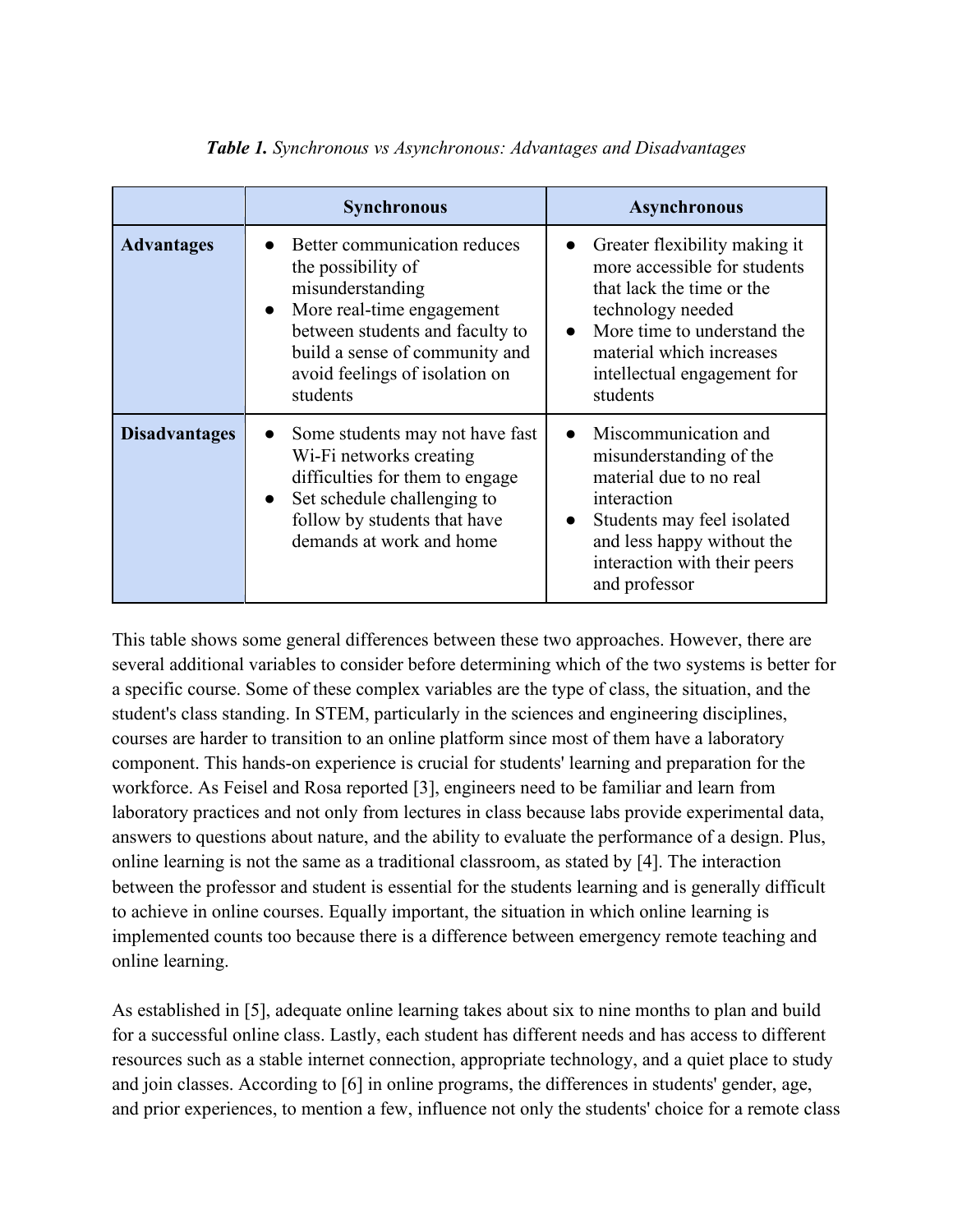***Table 1.*** *Synchronous vs Asynchronous: Advantages and Disadvantages*

| | **Synchronous** | **Asynchronous** |
|---|---|---|
| **Advantages** | • Better communication reduces the possibility of misunderstanding<br>• More real-time engagement between students and faculty to build a sense of community and avoid feelings of isolation on students | • Greater flexibility making it more accessible for students that lack the time or the technology needed<br>• More time to understand the material which increases intellectual engagement for students |
| **Disadvantages** | • Some students may not have fast Wi-Fi networks creating difficulties for them to engage<br>• Set schedule challenging to follow by students that have demands at work and home | • Miscommunication and misunderstanding of the material due to no real interaction<br>• Students may feel isolated and less happy without the interaction with their peers and professor |

This table shows some general differences between these two approaches. However, there are several additional variables to consider before determining which of the two systems is better for a specific course. Some of these complex variables are the type of class, the situation, and the student's class standing. In STEM, particularly in the sciences and engineering disciplines, courses are harder to transition to an online platform since most of them have a laboratory component. This hands-on experience is crucial for students' learning and preparation for the workforce. As Feisel and Rosa reported [3], engineers need to be familiar and learn from laboratory practices and not only from lectures in class because labs provide experimental data, answers to questions about nature, and the ability to evaluate the performance of a design. Plus, online learning is not the same as a traditional classroom, as stated by [4]. The interaction between the professor and student is essential for the students learning and is generally difficult to achieve in online courses. Equally important, the situation in which online learning is implemented counts too because there is a difference between emergency remote teaching and online learning.

As established in [5], adequate online learning takes about six to nine months to plan and build for a successful online class. Lastly, each student has different needs and has access to different resources such as a stable internet connection, appropriate technology, and a quiet place to study and join classes. According to [6] in online programs, the differences in students' gender, age, and prior experiences, to mention a few, influence not only the students' choice for a remote class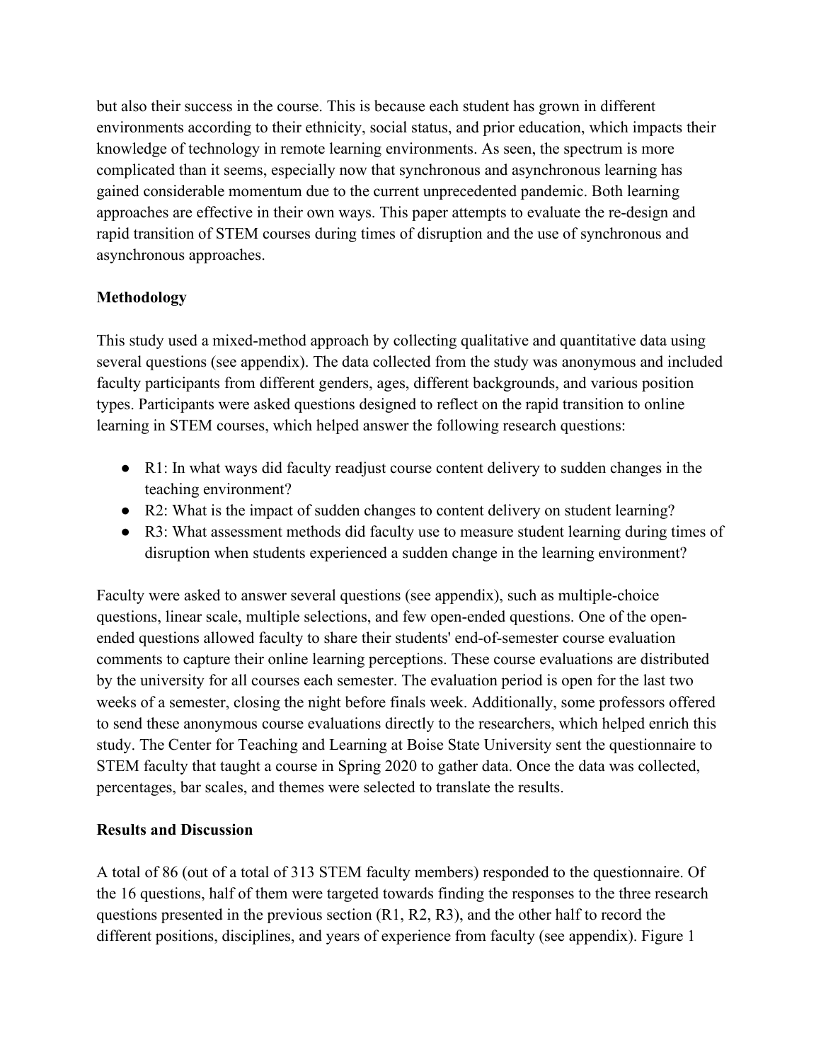but also their success in the course. This is because each student has grown in different environments according to their ethnicity, social status, and prior education, which impacts their knowledge of technology in remote learning environments. As seen, the spectrum is more complicated than it seems, especially now that synchronous and asynchronous learning has gained considerable momentum due to the current unprecedented pandemic. Both learning approaches are effective in their own ways. This paper attempts to evaluate the re-design and rapid transition of STEM courses during times of disruption and the use of synchronous and asynchronous approaches.

**Methodology**

This study used a mixed-method approach by collecting qualitative and quantitative data using several questions (see appendix). The data collected from the study was anonymous and included faculty participants from different genders, ages, different backgrounds, and various position types. Participants were asked questions designed to reflect on the rapid transition to online learning in STEM courses, which helped answer the following research questions:

- R1: In what ways did faculty readjust course content delivery to sudden changes in the teaching environment?
- R2: What is the impact of sudden changes to content delivery on student learning?
- R3: What assessment methods did faculty use to measure student learning during times of disruption when students experienced a sudden change in the learning environment?

Faculty were asked to answer several questions (see appendix), such as multiple-choice questions, linear scale, multiple selections, and few open-ended questions. One of the open-ended questions allowed faculty to share their students' end-of-semester course evaluation comments to capture their online learning perceptions. These course evaluations are distributed by the university for all courses each semester. The evaluation period is open for the last two weeks of a semester, closing the night before finals week. Additionally, some professors offered to send these anonymous course evaluations directly to the researchers, which helped enrich this study. The Center for Teaching and Learning at Boise State University sent the questionnaire to STEM faculty that taught a course in Spring 2020 to gather data. Once the data was collected, percentages, bar scales, and themes were selected to translate the results.

**Results and Discussion**

A total of 86 (out of a total of 313 STEM faculty members) responded to the questionnaire. Of the 16 questions, half of them were targeted towards finding the responses to the three research questions presented in the previous section (R1, R2, R3), and the other half to record the different positions, disciplines, and years of experience from faculty (see appendix). Figure 1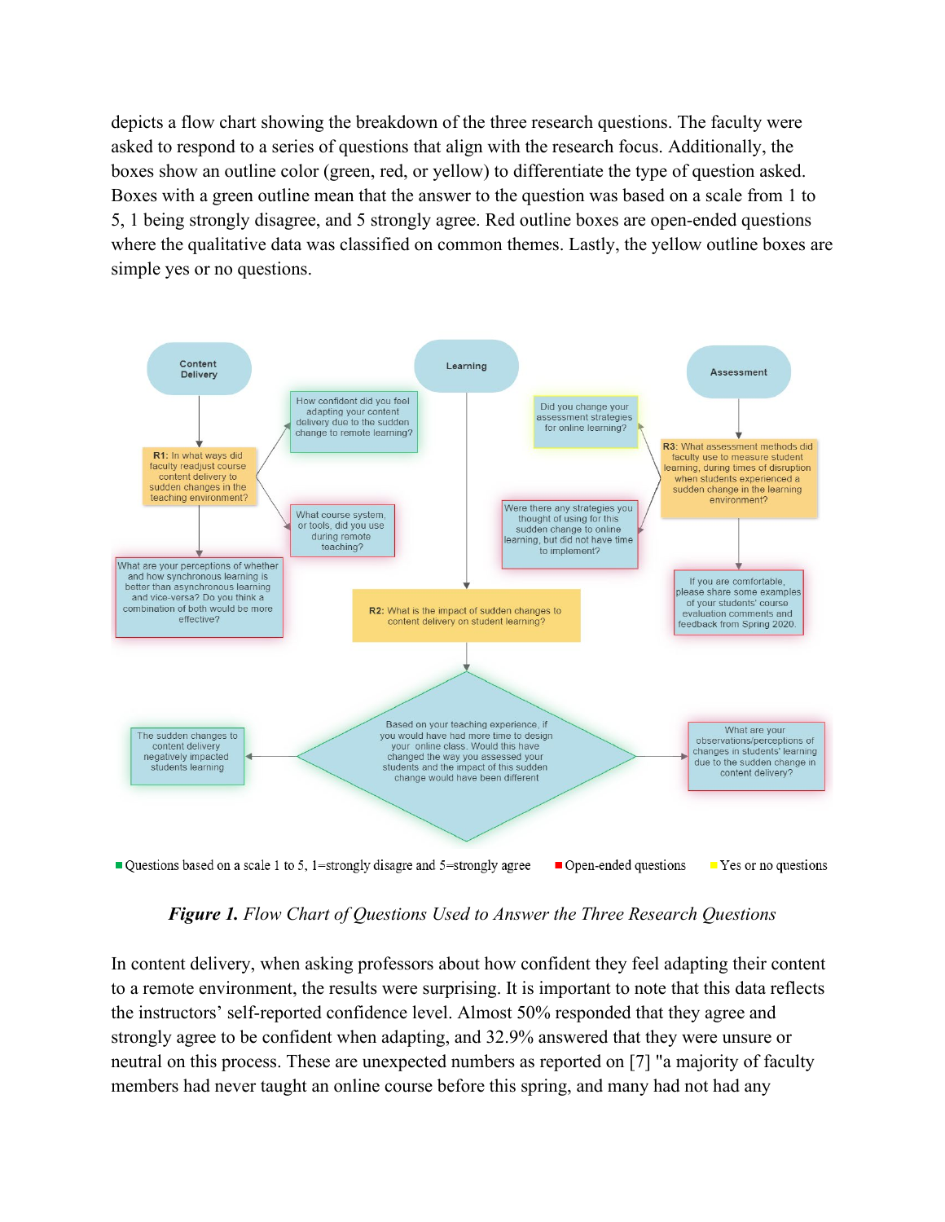depicts a flow chart showing the breakdown of the three research questions. The faculty were asked to respond to a series of questions that align with the research focus. Additionally, the boxes show an outline color (green, red, or yellow) to differentiate the type of question asked. Boxes with a green outline mean that the answer to the question was based on a scale from 1 to 5, 1 being strongly disagree, and 5 strongly agree. Red outline boxes are open-ended questions where the qualitative data was classified on common themes. Lastly, the yellow outline boxes are simple yes or no questions.

***Figure 1.*** *Flow Chart of Questions Used to Answer the Three Research Questions*

In content delivery, when asking professors about how confident they feel adapting their content to a remote environment, the results were surprising. It is important to note that this data reflects the instructors' self-reported confidence level. Almost 50% responded that they agree and strongly agree to be confident when adapting, and 32.9% answered that they were unsure or neutral on this process. These are unexpected numbers as reported on [7] "a majority of faculty members had never taught an online course before this spring, and many had not had any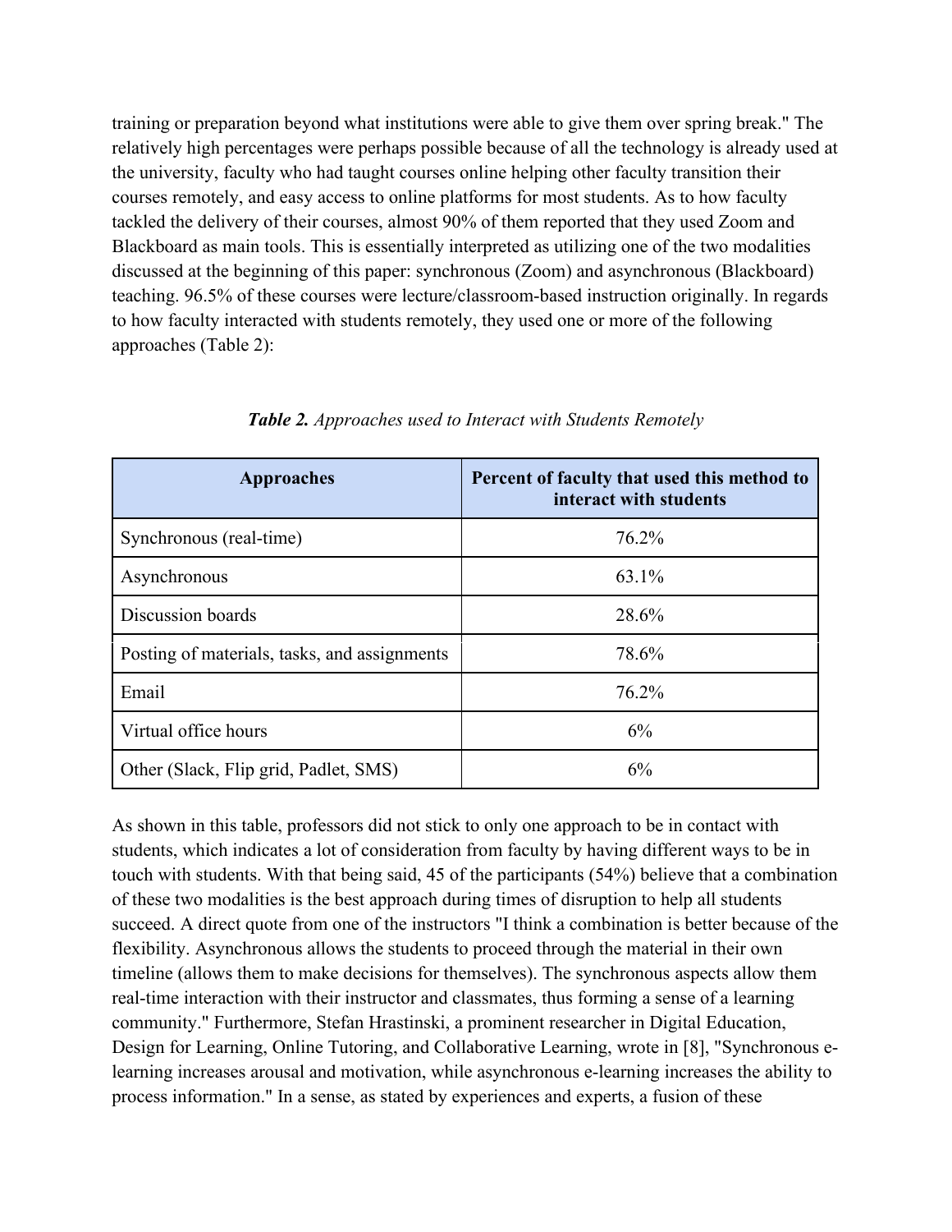training or preparation beyond what institutions were able to give them over spring break." The relatively high percentages were perhaps possible because of all the technology is already used at the university, faculty who had taught courses online helping other faculty transition their courses remotely, and easy access to online platforms for most students. As to how faculty tackled the delivery of their courses, almost 90% of them reported that they used Zoom and Blackboard as main tools. This is essentially interpreted as utilizing one of the two modalities discussed at the beginning of this paper: synchronous (Zoom) and asynchronous (Blackboard) teaching. 96.5% of these courses were lecture/classroom-based instruction originally. In regards to how faculty interacted with students remotely, they used one or more of the following approaches (Table 2):

***Table 2.*** *Approaches used to Interact with Students Remotely*

| Approaches | Percent of faculty that used this method to interact with students |
|---|---|
| Synchronous (real-time) | 76.2% |
| Asynchronous | 63.1% |
| Discussion boards | 28.6% |
| Posting of materials, tasks, and assignments | 78.6% |
| Email | 76.2% |
| Virtual office hours | 6% |
| Other (Slack, Flip grid, Padlet, SMS) | 6% |

As shown in this table, professors did not stick to only one approach to be in contact with students, which indicates a lot of consideration from faculty by having different ways to be in touch with students. With that being said, 45 of the participants (54%) believe that a combination of these two modalities is the best approach during times of disruption to help all students succeed. A direct quote from one of the instructors "I think a combination is better because of the flexibility. Asynchronous allows the students to proceed through the material in their own timeline (allows them to make decisions for themselves). The synchronous aspects allow them real-time interaction with their instructor and classmates, thus forming a sense of a learning community." Furthermore, Stefan Hrastinski, a prominent researcher in Digital Education, Design for Learning, Online Tutoring, and Collaborative Learning, wrote in [8], "Synchronous e-learning increases arousal and motivation, while asynchronous e-learning increases the ability to process information." In a sense, as stated by experiences and experts, a fusion of these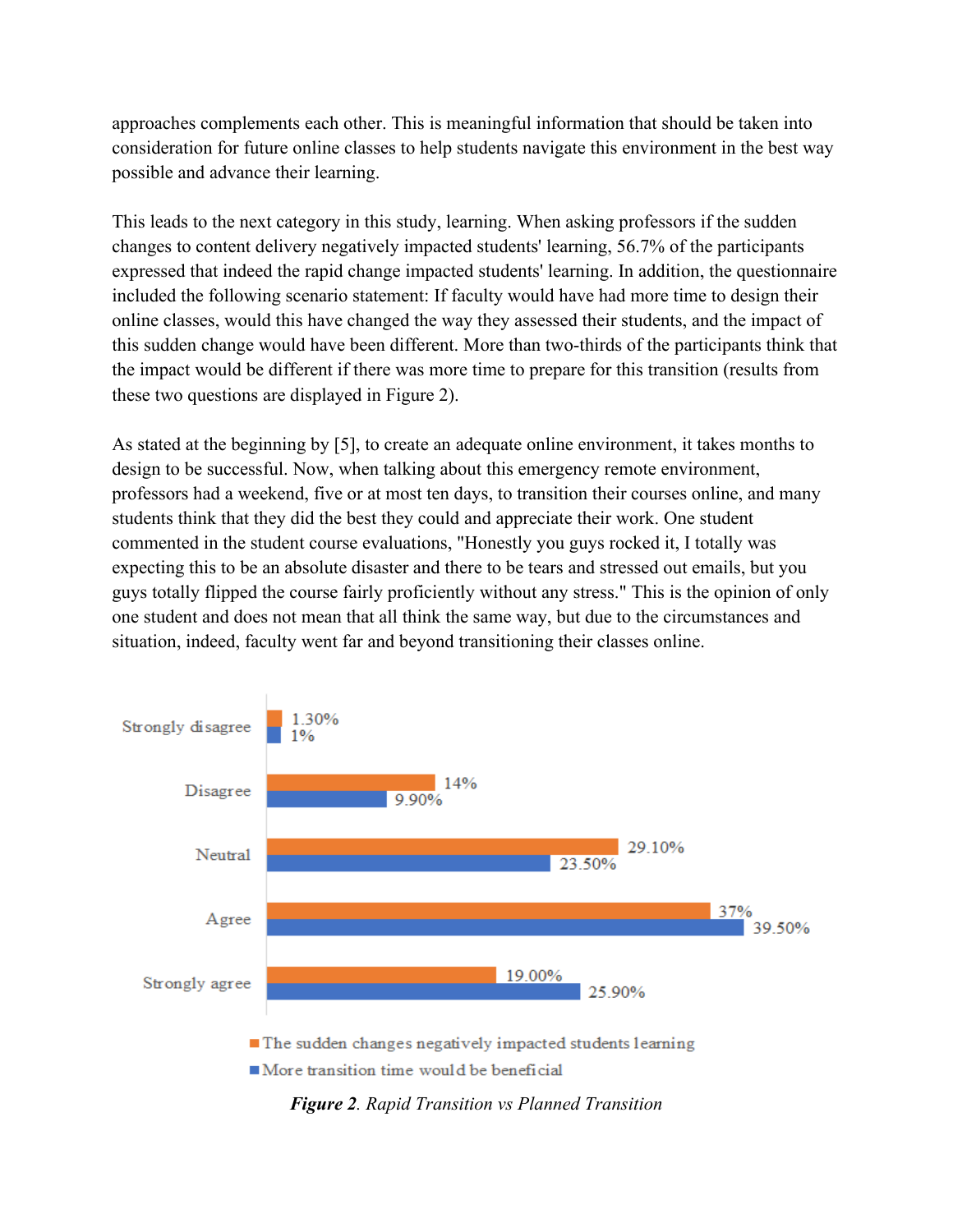approaches complements each other. This is meaningful information that should be taken into consideration for future online classes to help students navigate this environment in the best way possible and advance their learning.

This leads to the next category in this study, learning. When asking professors if the sudden changes to content delivery negatively impacted students' learning, 56.7% of the participants expressed that indeed the rapid change impacted students' learning. In addition, the questionnaire included the following scenario statement: If faculty would have had more time to design their online classes, would this have changed the way they assessed their students, and the impact of this sudden change would have been different. More than two-thirds of the participants think that the impact would be different if there was more time to prepare for this transition (results from these two questions are displayed in Figure 2).

As stated at the beginning by [5], to create an adequate online environment, it takes months to design to be successful. Now, when talking about this emergency remote environment, professors had a weekend, five or at most ten days, to transition their courses online, and many students think that they did the best they could and appreciate their work. One student commented in the student course evaluations, "Honestly you guys rocked it, I totally was expecting this to be an absolute disaster and there to be tears and stressed out emails, but you guys totally flipped the course fairly proficiently without any stress." This is the opinion of only one student and does not mean that all think the same way, but due to the circumstances and situation, indeed, faculty went far and beyond transitioning their classes online.

| | The sudden changes negatively impacted students learning | More transition time would be beneficial |
|---|---|---|
| Strongly disagree | 1.30% | 1% |
| Disagree | 14% | 9.90% |
| Neutral | 29.10% | 23.50% |
| Agree | 37% | 39.50% |
| Strongly agree | 19.00% | 25.90% |

***Figure 2**. Rapid Transition vs Planned Transition*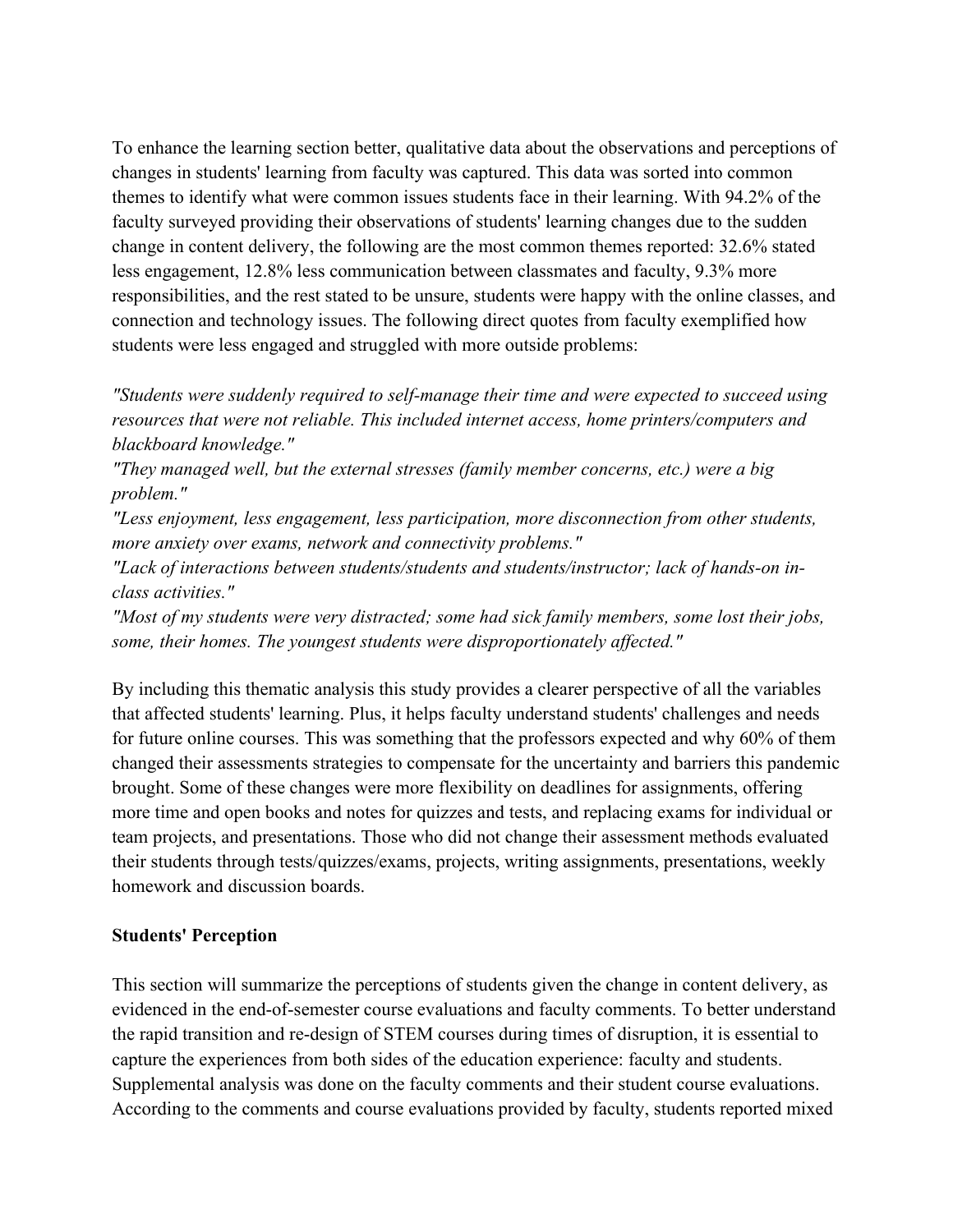To enhance the learning section better, qualitative data about the observations and perceptions of changes in students' learning from faculty was captured. This data was sorted into common themes to identify what were common issues students face in their learning. With 94.2% of the faculty surveyed providing their observations of students' learning changes due to the sudden change in content delivery, the following are the most common themes reported: 32.6% stated less engagement, 12.8% less communication between classmates and faculty, 9.3% more responsibilities, and the rest stated to be unsure, students were happy with the online classes, and connection and technology issues. The following direct quotes from faculty exemplified how students were less engaged and struggled with more outside problems:

*"Students were suddenly required to self-manage their time and were expected to succeed using resources that were not reliable. This included internet access, home printers/computers and blackboard knowledge."*
*"They managed well, but the external stresses (family member concerns, etc.) were a big problem."*
*"Less enjoyment, less engagement, less participation, more disconnection from other students, more anxiety over exams, network and connectivity problems."*
*"Lack of interactions between students/students and students/instructor; lack of hands-on in-class activities."*
*"Most of my students were very distracted; some had sick family members, some lost their jobs, some, their homes. The youngest students were disproportionately affected."*

By including this thematic analysis this study provides a clearer perspective of all the variables that affected students' learning. Plus, it helps faculty understand students' challenges and needs for future online courses. This was something that the professors expected and why 60% of them changed their assessments strategies to compensate for the uncertainty and barriers this pandemic brought. Some of these changes were more flexibility on deadlines for assignments, offering more time and open books and notes for quizzes and tests, and replacing exams for individual or team projects, and presentations. Those who did not change their assessment methods evaluated their students through tests/quizzes/exams, projects, writing assignments, presentations, weekly homework and discussion boards.

**Students' Perception**

This section will summarize the perceptions of students given the change in content delivery, as evidenced in the end-of-semester course evaluations and faculty comments. To better understand the rapid transition and re-design of STEM courses during times of disruption, it is essential to capture the experiences from both sides of the education experience: faculty and students. Supplemental analysis was done on the faculty comments and their student course evaluations. According to the comments and course evaluations provided by faculty, students reported mixed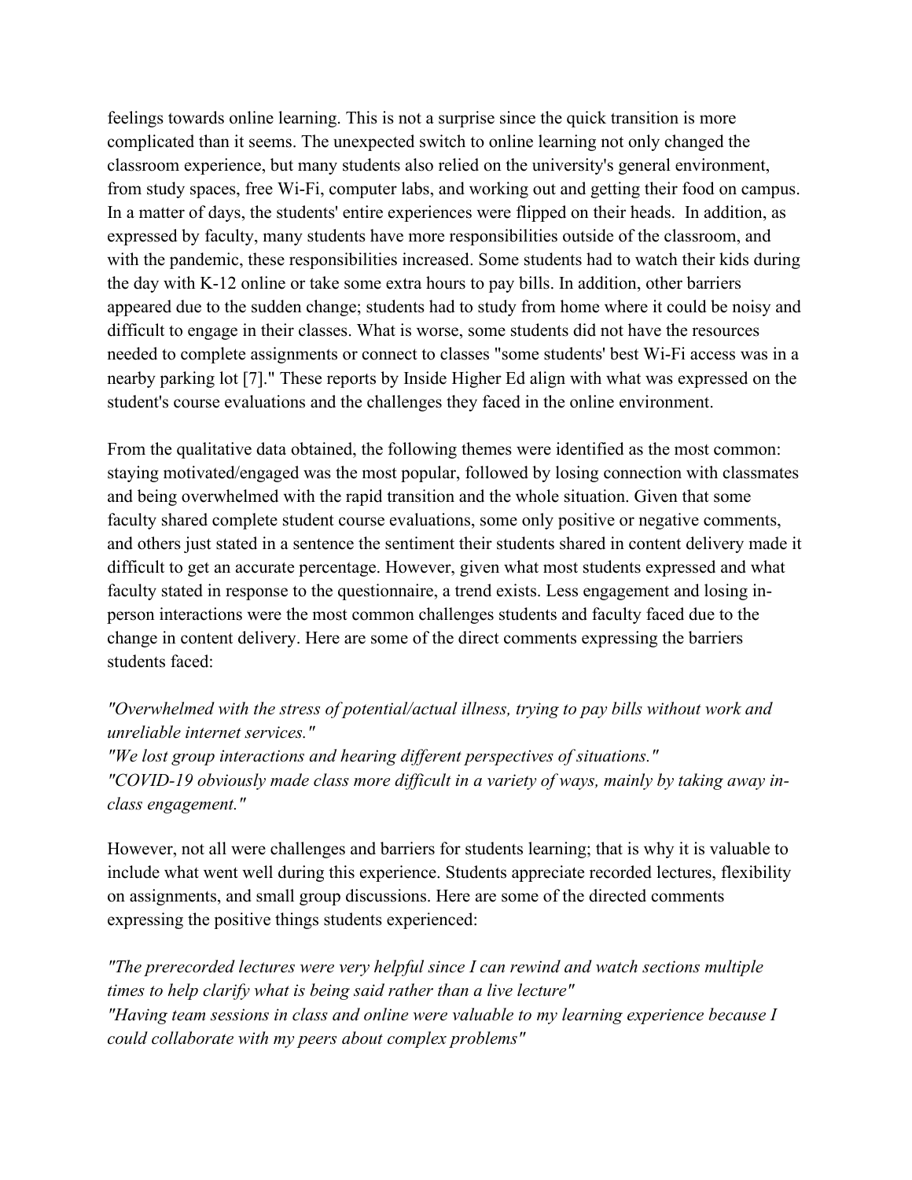feelings towards online learning. This is not a surprise since the quick transition is more complicated than it seems. The unexpected switch to online learning not only changed the classroom experience, but many students also relied on the university's general environment, from study spaces, free Wi-Fi, computer labs, and working out and getting their food on campus. In a matter of days, the students' entire experiences were flipped on their heads. In addition, as expressed by faculty, many students have more responsibilities outside of the classroom, and with the pandemic, these responsibilities increased. Some students had to watch their kids during the day with K-12 online or take some extra hours to pay bills. In addition, other barriers appeared due to the sudden change; students had to study from home where it could be noisy and difficult to engage in their classes. What is worse, some students did not have the resources needed to complete assignments or connect to classes "some students' best Wi-Fi access was in a nearby parking lot [7]." These reports by Inside Higher Ed align with what was expressed on the student's course evaluations and the challenges they faced in the online environment.

From the qualitative data obtained, the following themes were identified as the most common: staying motivated/engaged was the most popular, followed by losing connection with classmates and being overwhelmed with the rapid transition and the whole situation. Given that some faculty shared complete student course evaluations, some only positive or negative comments, and others just stated in a sentence the sentiment their students shared in content delivery made it difficult to get an accurate percentage. However, given what most students expressed and what faculty stated in response to the questionnaire, a trend exists. Less engagement and losing in-person interactions were the most common challenges students and faculty faced due to the change in content delivery. Here are some of the direct comments expressing the barriers students faced:

*"Overwhelmed with the stress of potential/actual illness, trying to pay bills without work and unreliable internet services."*
*"We lost group interactions and hearing different perspectives of situations."*
*"COVID-19 obviously made class more difficult in a variety of ways, mainly by taking away in-class engagement."*

However, not all were challenges and barriers for students learning; that is why it is valuable to include what went well during this experience. Students appreciate recorded lectures, flexibility on assignments, and small group discussions. Here are some of the directed comments expressing the positive things students experienced:

*"The prerecorded lectures were very helpful since I can rewind and watch sections multiple times to help clarify what is being said rather than a live lecture"*
*"Having team sessions in class and online were valuable to my learning experience because I could collaborate with my peers about complex problems"*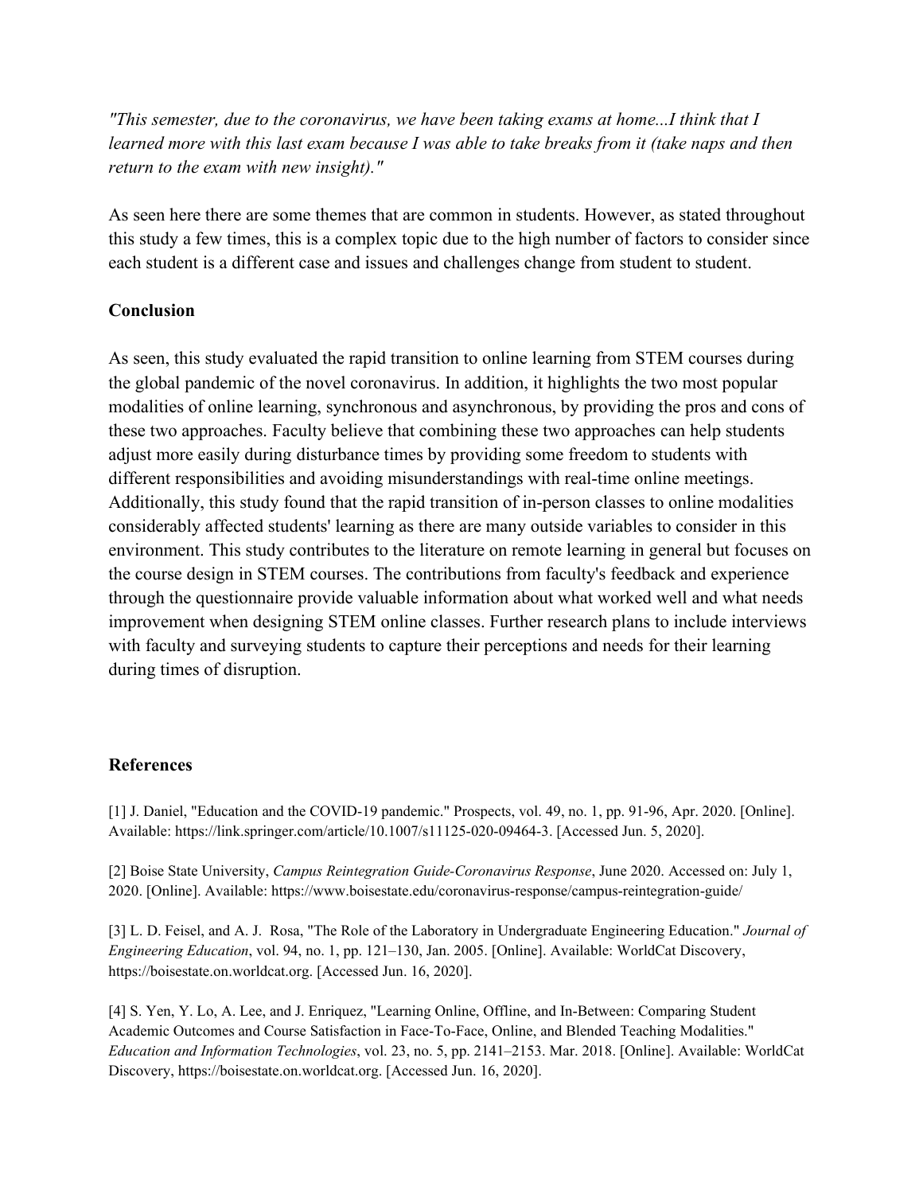*"This semester, due to the coronavirus, we have been taking exams at home...I think that I learned more with this last exam because I was able to take breaks from it (take naps and then return to the exam with new insight)."*

As seen here there are some themes that are common in students. However, as stated throughout this study a few times, this is a complex topic due to the high number of factors to consider since each student is a different case and issues and challenges change from student to student.

## Conclusion

As seen, this study evaluated the rapid transition to online learning from STEM courses during the global pandemic of the novel coronavirus. In addition, it highlights the two most popular modalities of online learning, synchronous and asynchronous, by providing the pros and cons of these two approaches. Faculty believe that combining these two approaches can help students adjust more easily during disturbance times by providing some freedom to students with different responsibilities and avoiding misunderstandings with real-time online meetings. Additionally, this study found that the rapid transition of in-person classes to online modalities considerably affected students' learning as there are many outside variables to consider in this environment. This study contributes to the literature on remote learning in general but focuses on the course design in STEM courses. The contributions from faculty's feedback and experience through the questionnaire provide valuable information about what worked well and what needs improvement when designing STEM online classes. Further research plans to include interviews with faculty and surveying students to capture their perceptions and needs for their learning during times of disruption.

## References

[1] J. Daniel, "Education and the COVID-19 pandemic." Prospects, vol. 49, no. 1, pp. 91-96, Apr. 2020. [Online]. Available: https://link.springer.com/article/10.1007/s11125-020-09464-3. [Accessed Jun. 5, 2020].

[2] Boise State University, *Campus Reintegration Guide-Coronavirus Response*, June 2020. Accessed on: July 1, 2020. [Online]. Available: https://www.boisestate.edu/coronavirus-response/campus-reintegration-guide/

[3] L. D. Feisel, and A. J. Rosa, "The Role of the Laboratory in Undergraduate Engineering Education." *Journal of Engineering Education*, vol. 94, no. 1, pp. 121–130, Jan. 2005. [Online]. Available: WorldCat Discovery, https://boisestate.on.worldcat.org. [Accessed Jun. 16, 2020].

[4] S. Yen, Y. Lo, A. Lee, and J. Enriquez, "Learning Online, Offline, and In-Between: Comparing Student Academic Outcomes and Course Satisfaction in Face-To-Face, Online, and Blended Teaching Modalities." *Education and Information Technologies*, vol. 23, no. 5, pp. 2141–2153. Mar. 2018. [Online]. Available: WorldCat Discovery, https://boisestate.on.worldcat.org. [Accessed Jun. 16, 2020].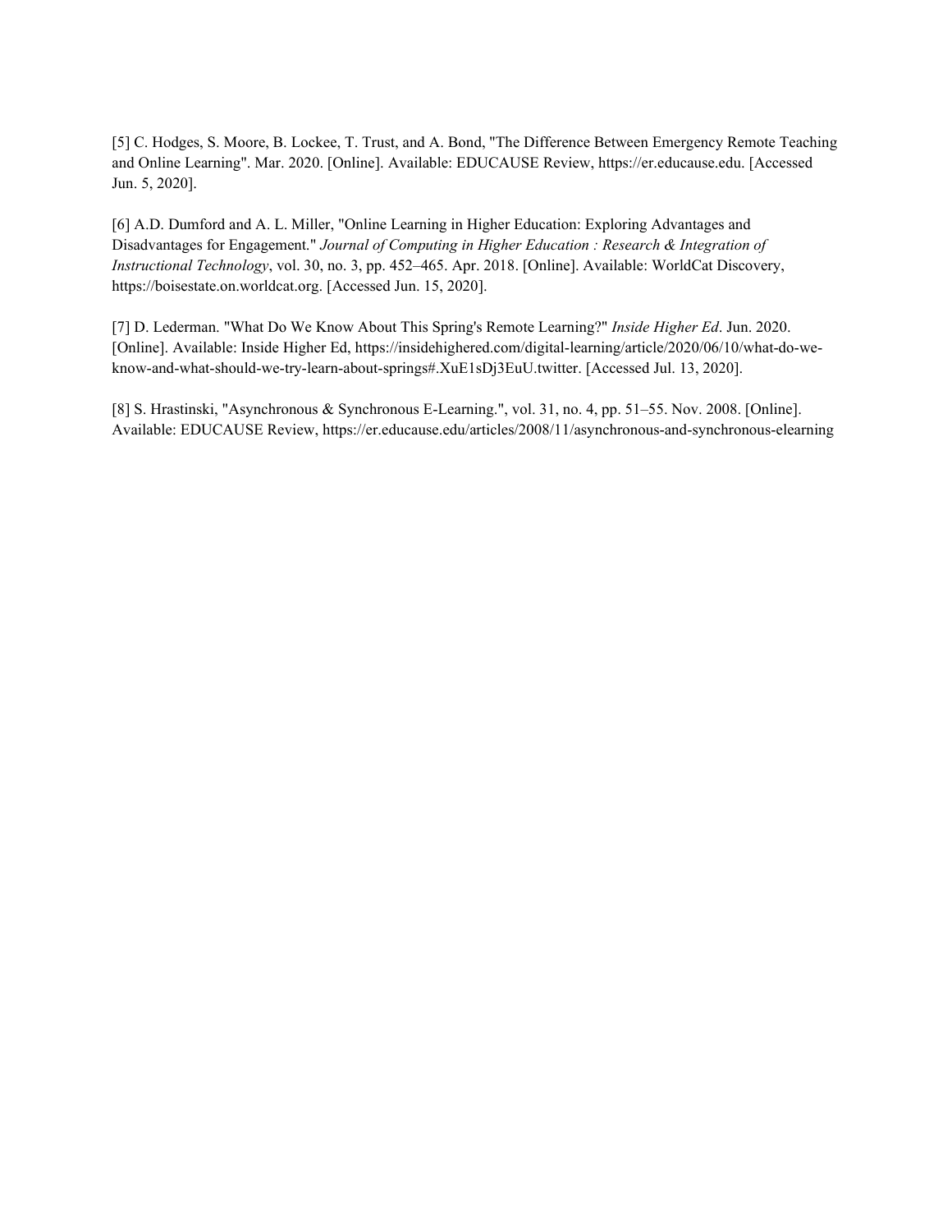[5] C. Hodges, S. Moore, B. Lockee, T. Trust, and A. Bond, "The Difference Between Emergency Remote Teaching and Online Learning". Mar. 2020. [Online]. Available: EDUCAUSE Review, https://er.educause.edu. [Accessed Jun. 5, 2020].

[6] A.D. Dumford and A. L. Miller, "Online Learning in Higher Education: Exploring Advantages and Disadvantages for Engagement." *Journal of Computing in Higher Education : Research & Integration of Instructional Technology*, vol. 30, no. 3, pp. 452–465. Apr. 2018. [Online]. Available: WorldCat Discovery, https://boisestate.on.worldcat.org. [Accessed Jun. 15, 2020].

[7] D. Lederman. "What Do We Know About This Spring's Remote Learning?" *Inside Higher Ed*. Jun. 2020. [Online]. Available: Inside Higher Ed, https://insidehighered.com/digital-learning/article/2020/06/10/what-do-we-know-and-what-should-we-try-learn-about-springs#.XuE1sDj3EuU.twitter. [Accessed Jul. 13, 2020].

[8] S. Hrastinski, "Asynchronous & Synchronous E-Learning.", vol. 31, no. 4, pp. 51–55. Nov. 2008. [Online]. Available: EDUCAUSE Review, https://er.educause.edu/articles/2008/11/asynchronous-and-synchronous-elearning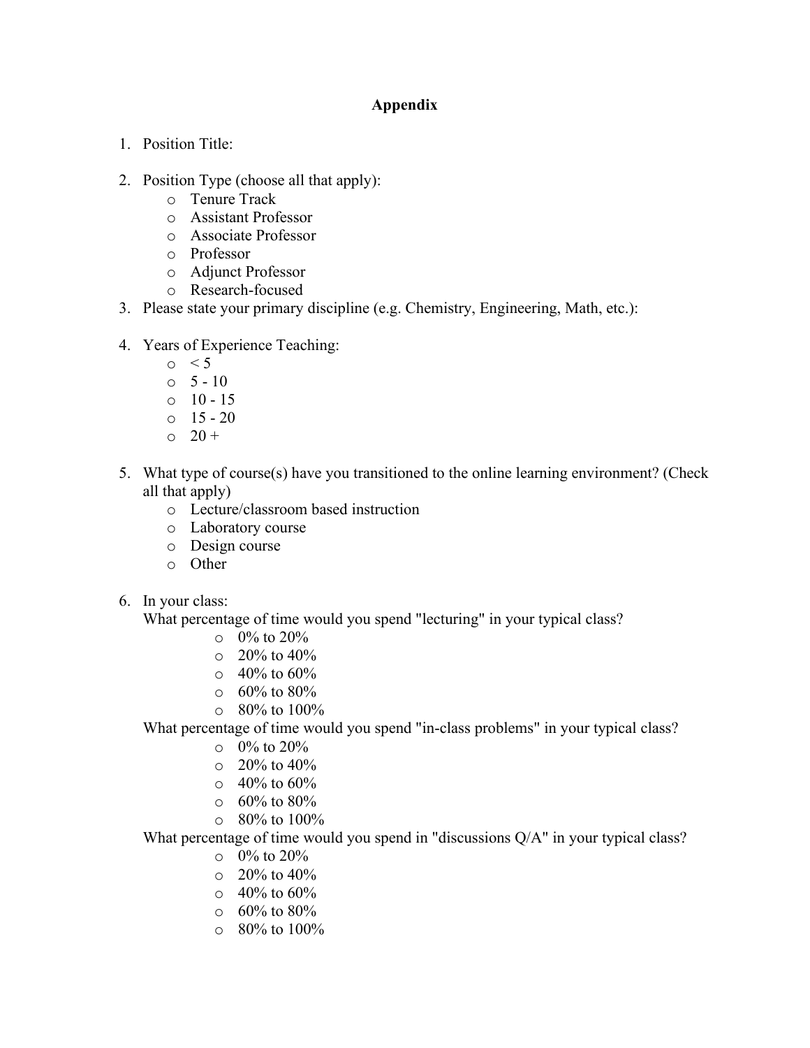## Appendix

1. Position Title:

2. Position Type (choose all that apply):
   - Tenure Track
   - Assistant Professor
   - Associate Professor
   - Professor
   - Adjunct Professor
   - Research-focused
3. Please state your primary discipline (e.g. Chemistry, Engineering, Math, etc.):

4. Years of Experience Teaching:
   - < 5
   - 5 - 10
   - 10 - 15
   - 15 - 20
   - 20 +

5. What type of course(s) have you transitioned to the online learning environment? (Check all that apply)
   - Lecture/classroom based instruction
   - Laboratory course
   - Design course
   - Other

6. In your class:
   What percentage of time would you spend "lecturing" in your typical class?
   - 0% to 20%
   - 20% to 40%
   - 40% to 60%
   - 60% to 80%
   - 80% to 100%

   What percentage of time would you spend "in-class problems" in your typical class?
   - 0% to 20%
   - 20% to 40%
   - 40% to 60%
   - 60% to 80%
   - 80% to 100%

   What percentage of time would you spend in "discussions Q/A" in your typical class?
   - 0% to 20%
   - 20% to 40%
   - 40% to 60%
   - 60% to 80%
   - 80% to 100%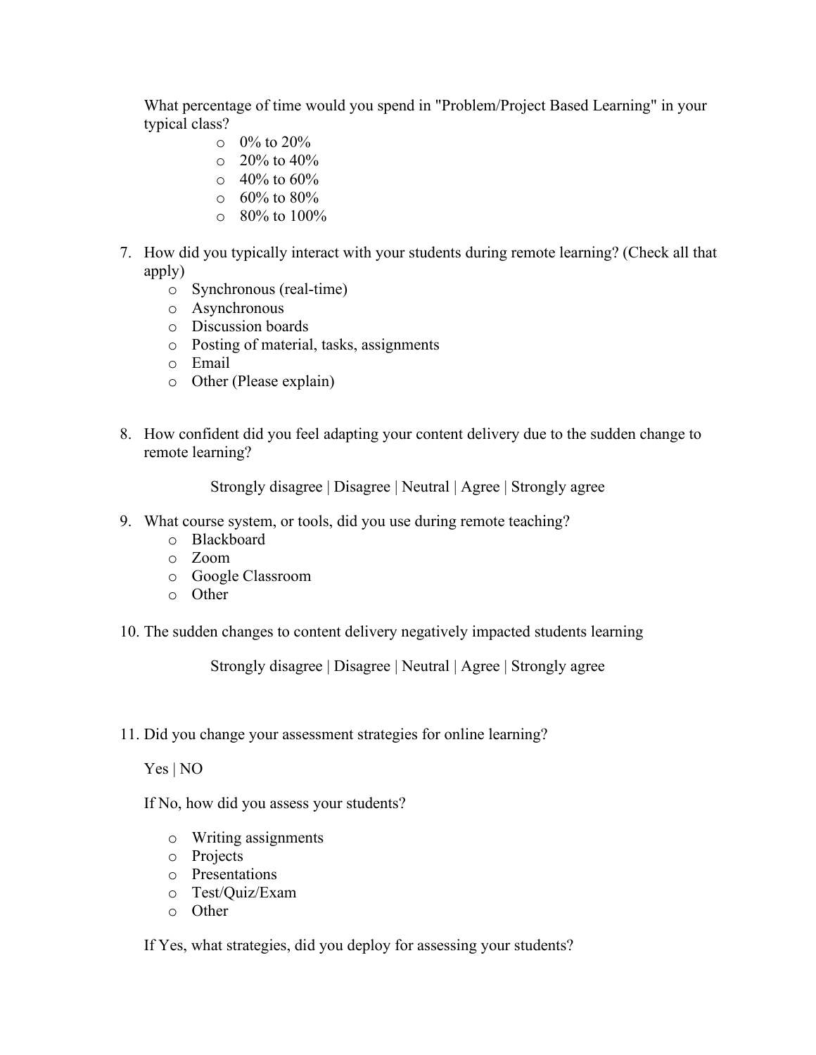What percentage of time would you spend in "Problem/Project Based Learning" in your typical class?

- 0% to 20%
- 20% to 40%
- 40% to 60%
- 60% to 80%
- 80% to 100%

7. How did you typically interact with your students during remote learning? (Check all that apply)
   - Synchronous (real-time)
   - Asynchronous
   - Discussion boards
   - Posting of material, tasks, assignments
   - Email
   - Other (Please explain)

8. How confident did you feel adapting your content delivery due to the sudden change to remote learning?

   Strongly disagree | Disagree | Neutral | Agree | Strongly agree

9. What course system, or tools, did you use during remote teaching?
   - Blackboard
   - Zoom
   - Google Classroom
   - Other

10. The sudden changes to content delivery negatively impacted students learning

    Strongly disagree | Disagree | Neutral | Agree | Strongly agree

11. Did you change your assessment strategies for online learning?

    Yes | NO

    If No, how did you assess your students?

    - Writing assignments
    - Projects
    - Presentations
    - Test/Quiz/Exam
    - Other

    If Yes, what strategies, did you deploy for assessing your students?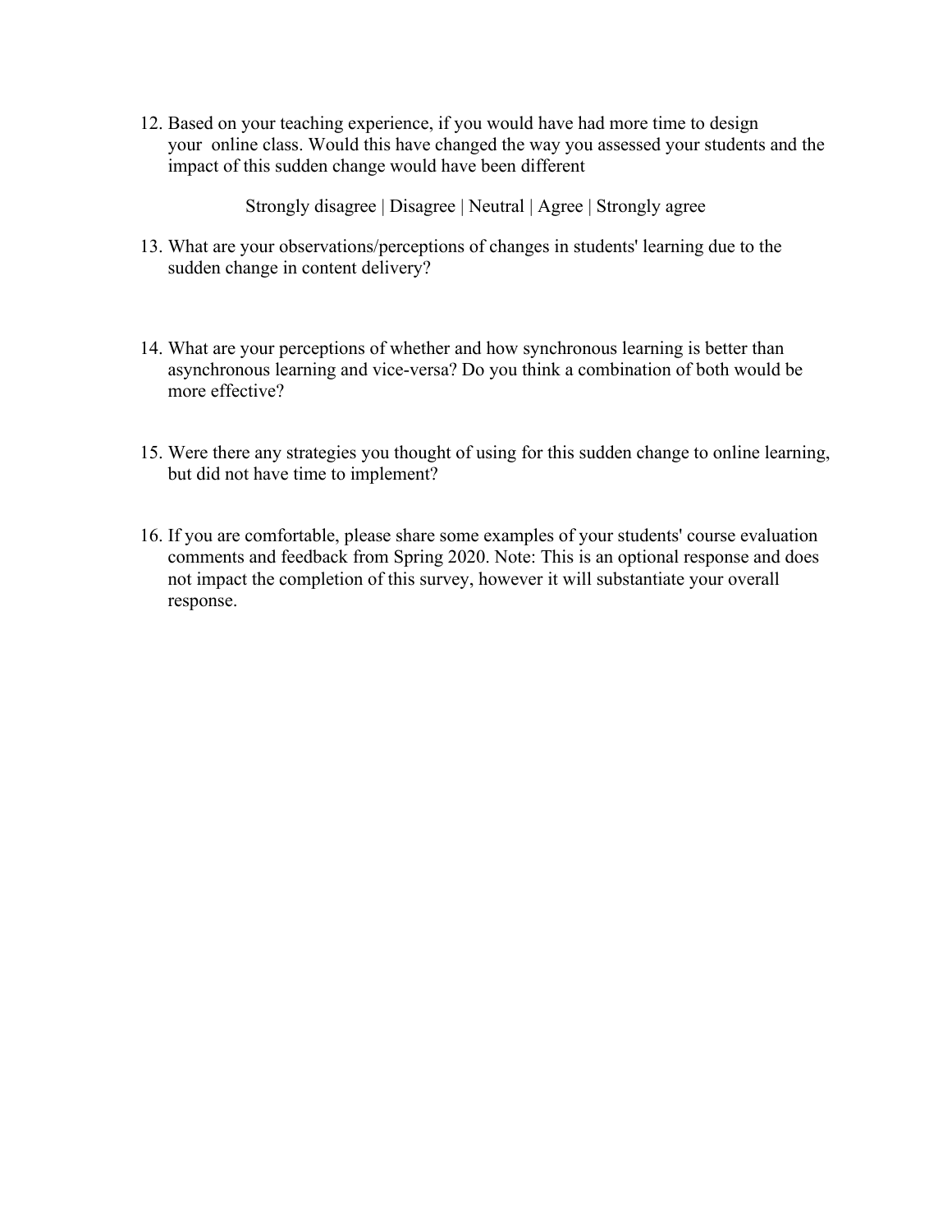12. Based on your teaching experience, if you would have had more time to design your online class. Would this have changed the way you assessed your students and the impact of this sudden change would have been different

    Strongly disagree | Disagree | Neutral | Agree | Strongly agree

13. What are your observations/perceptions of changes in students' learning due to the sudden change in content delivery?

14. What are your perceptions of whether and how synchronous learning is better than asynchronous learning and vice-versa? Do you think a combination of both would be more effective?

15. Were there any strategies you thought of using for this sudden change to online learning, but did not have time to implement?

16. If you are comfortable, please share some examples of your students' course evaluation comments and feedback from Spring 2020. Note: This is an optional response and does not impact the completion of this survey, however it will substantiate your overall response.